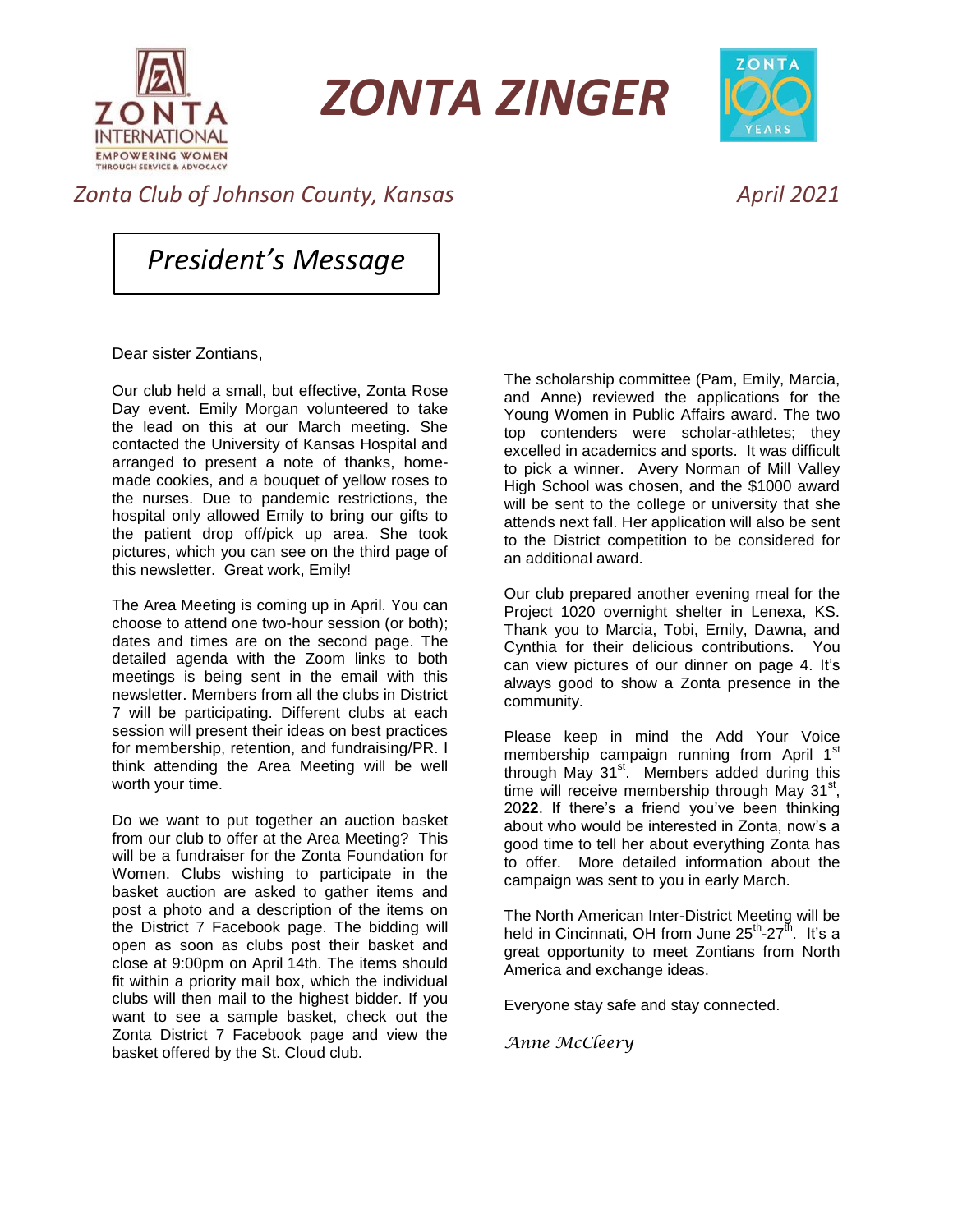# ZONTA ZINGER

*Zonta Club of Johnson County, Kansas* *April 2021*

## *President's Message*

Dear sister Zontians,

Our club held a small, but effective, Zonta Rose Day event. Emily Morgan volunteered to take the lead on this at our March meeting. She contacted the University of Kansas Hospital and arranged to present a note of thanks, home-made cookies, and a bouquet of yellow roses to the nurses. Due to pandemic restrictions, the hospital only allowed Emily to bring our gifts to the patient drop off/pick up area. She took pictures, which you can see on the third page of this newsletter. Great work, Emily!

The Area Meeting is coming up in April. You can choose to attend one two-hour session (or both); dates and times are on the second page. The detailed agenda with the Zoom links to both meetings is being sent in the email with this newsletter. Members from all the clubs in District 7 will be participating. Different clubs at each session will present their ideas on best practices for membership, retention, and fundraising/PR. I think attending the Area Meeting will be well worth your time.

Do we want to put together an auction basket from our club to offer at the Area Meeting? This will be a fundraiser for the Zonta Foundation for Women. Clubs wishing to participate in the basket auction are asked to gather items and post a photo and a description of the items on the District 7 Facebook page. The bidding will open as soon as clubs post their basket and close at 9:00pm on April 14th. The items should fit within a priority mail box, which the individual clubs will then mail to the highest bidder. If you want to see a sample basket, check out the Zonta District 7 Facebook page and view the basket offered by the St. Cloud club.

The scholarship committee (Pam, Emily, Marcia, and Anne) reviewed the applications for the Young Women in Public Affairs award. The two top contenders were scholar-athletes; they excelled in academics and sports. It was difficult to pick a winner. Avery Norman of Mill Valley High School was chosen, and the $1000 award will be sent to the college or university that she attends next fall. Her application will also be sent to the District competition to be considered for an additional award.

Our club prepared another evening meal for the Project 1020 overnight shelter in Lenexa, KS. Thank you to Marcia, Tobi, Emily, Dawna, and Cynthia for their delicious contributions. You can view pictures of our dinner on page 4. It's always good to show a Zonta presence in the community.

Please keep in mind the Add Your Voice membership campaign running from April 1st through May 31st. Members added during this time will receive membership through May 31st, 20**22**. If there's a friend you've been thinking about who would be interested in Zonta, now's a good time to tell her about everything Zonta has to offer. More detailed information about the campaign was sent to you in early March.

The North American Inter-District Meeting will be held in Cincinnati, OH from June 25th-27th. It's a great opportunity to meet Zontians from North America and exchange ideas.

Everyone stay safe and stay connected.

*Anne McCleery*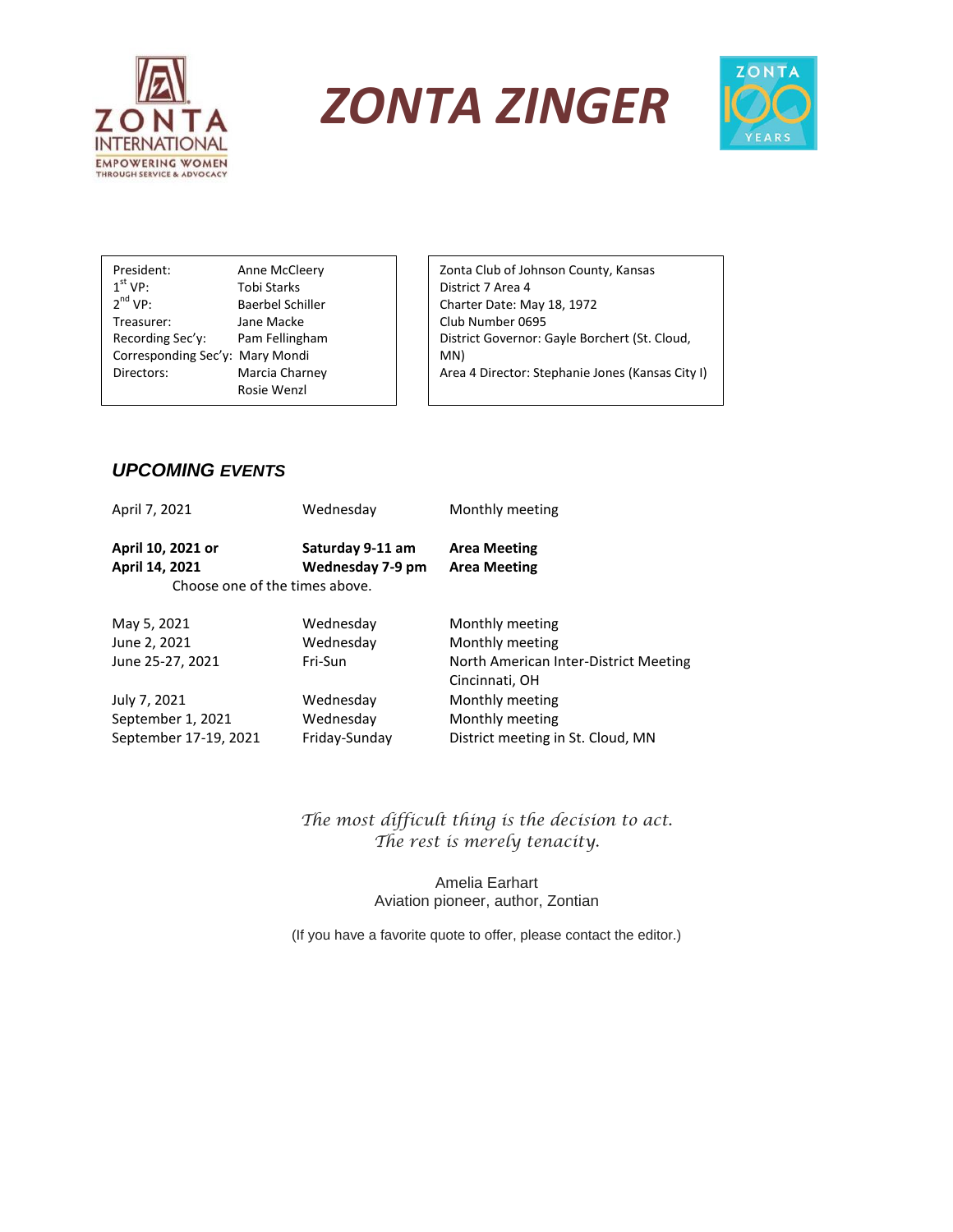# ZONTA ZINGER

| | |
|---|---|
| President: | Anne McCleery |
| 1st VP: | Tobi Starks |
| 2nd VP: | Baerbel Schiller |
| Treasurer: | Jane Macke |
| Recording Sec'y: | Pam Fellingham |
| Corresponding Sec'y: | Mary Mondi |
| Directors: | Marcia Charney |
| | Rosie Wenzl |

Zonta Club of Johnson County, Kansas
District 7 Area 4
Charter Date: May 18, 1972
Club Number 0695
District Governor: Gayle Borchert (St. Cloud, MN)
Area 4 Director: Stephanie Jones (Kansas City I)

## *UPCOMING EVENTS*

| | | |
|---|---|---|
| April 7, 2021 | Wednesday | Monthly meeting |
| **April 10, 2021 or** | **Saturday 9-11 am** | **Area Meeting** |
| **April 14, 2021** | **Wednesday 7-9 pm** | **Area Meeting** |
| Choose one of the times above. | | |
| May 5, 2021 | Wednesday | Monthly meeting |
| June 2, 2021 | Wednesday | Monthly meeting |
| June 25-27, 2021 | Fri-Sun | North American Inter-District Meeting Cincinnati, OH |
| July 7, 2021 | Wednesday | Monthly meeting |
| September 1, 2021 | Wednesday | Monthly meeting |
| September 17-19, 2021 | Friday-Sunday | District meeting in St. Cloud, MN |

*The most difficult thing is the decision to act.*
*The rest is merely tenacity.*

Amelia Earhart
Aviation pioneer, author, Zontian

(If you have a favorite quote to offer, please contact the editor.)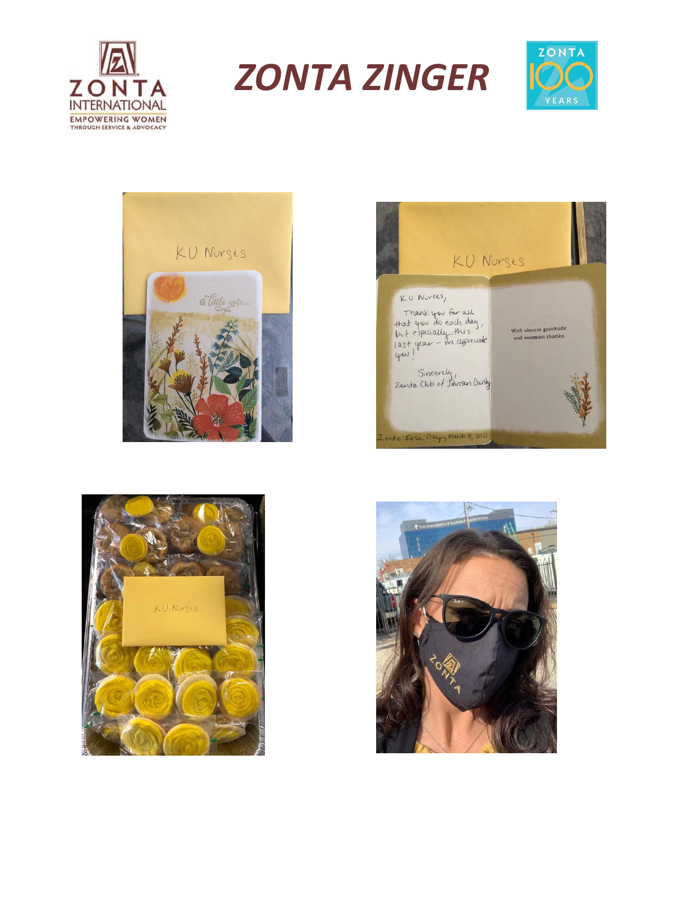# ZONTA ZINGER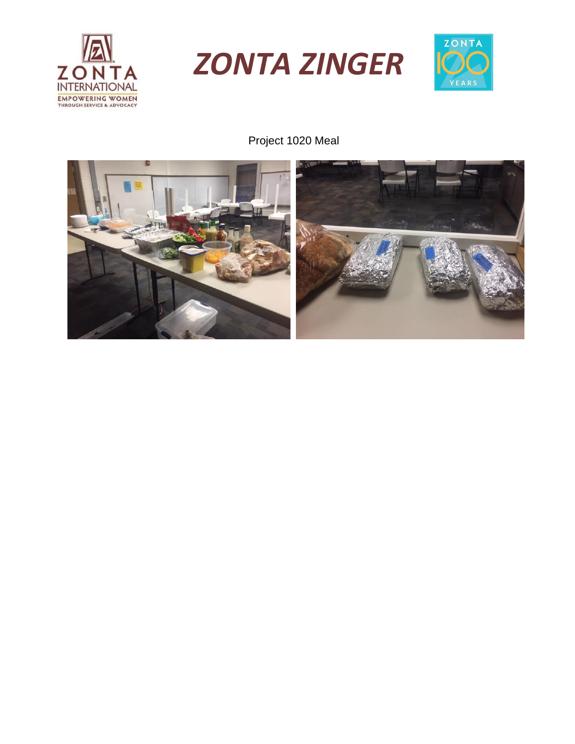# ZONTA ZINGER

Project 1020 Meal